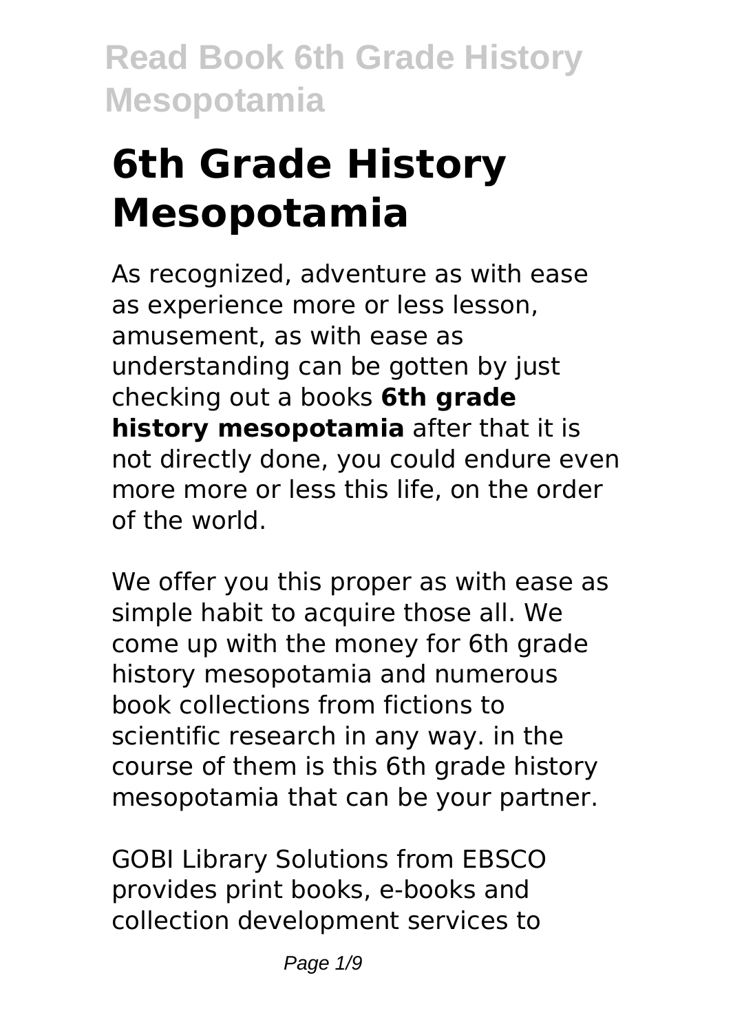# 6th Grade History Mesopotamia

As recognized, adventure as with ease as experience more or less lesson, amusement, as with ease as understanding can be gotten by just checking out a books **6th grade history mesopotamia** after that it is not directly done, you could endure even more more or less this life, on the order of the world.

We offer you this proper as with ease as simple habit to acquire those all. We come up with the money for 6th grade history mesopotamia and numerous book collections from fictions to scientific research in any way. in the course of them is this 6th grade history mesopotamia that can be your partner.

GOBI Library Solutions from EBSCO provides print books, e-books and collection development services to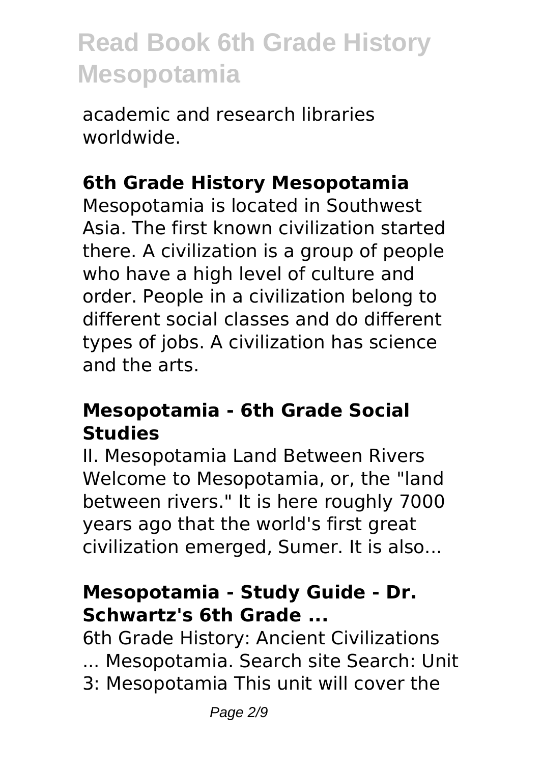academic and research libraries worldwide.

## 6th Grade History Mesopotamia

Mesopotamia is located in Southwest Asia. The first known civilization started there. A civilization is a group of people who have a high level of culture and order. People in a civilization belong to different social classes and do different types of jobs. A civilization has science and the arts.

## Mesopotamia - 6th Grade Social Studies

II. Mesopotamia Land Between Rivers Welcome to Mesopotamia, or, the "land between rivers." It is here roughly 7000 years ago that the world's first great civilization emerged, Sumer. It is also...

## Mesopotamia - Study Guide - Dr. Schwartz's 6th Grade ...

6th Grade History: Ancient Civilizations ... Mesopotamia. Search site Search: Unit 3: Mesopotamia This unit will cover the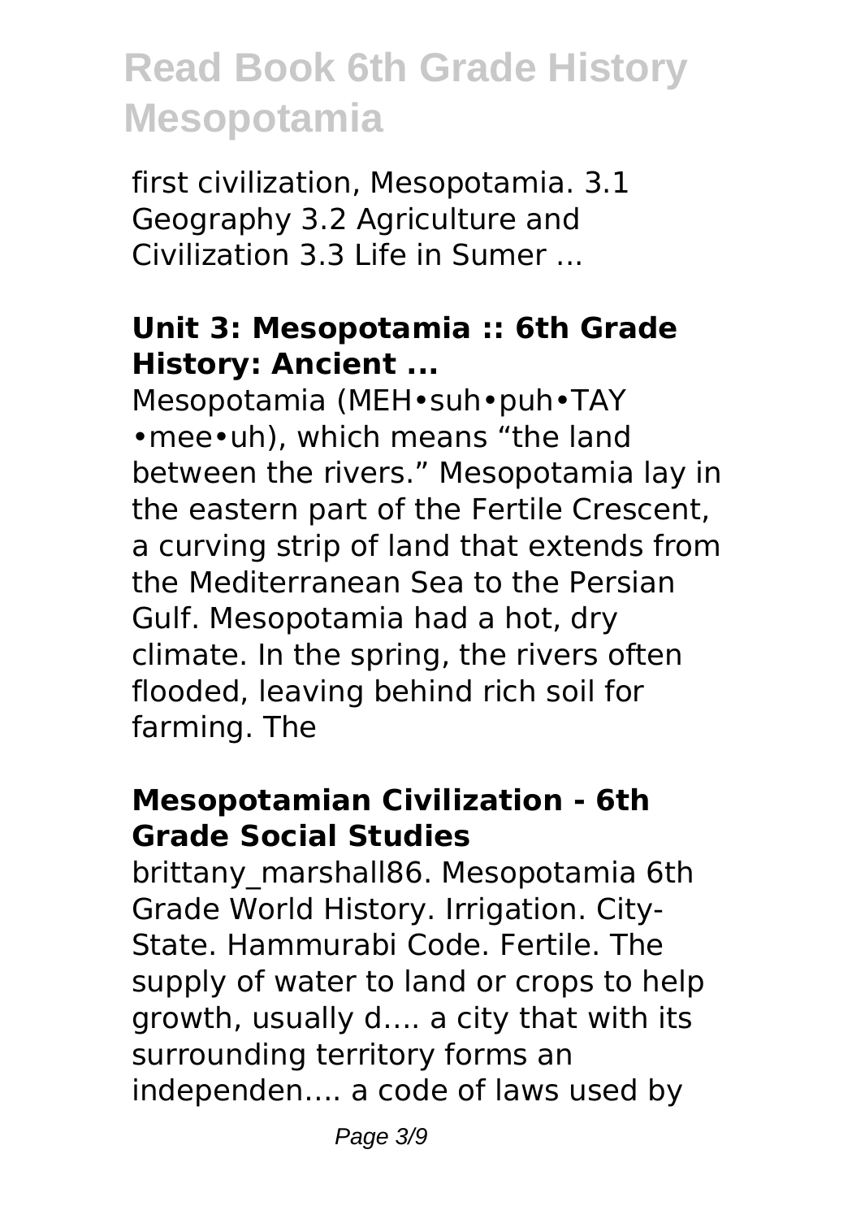first civilization, Mesopotamia. 3.1 Geography 3.2 Agriculture and Civilization 3.3 Life in Sumer ...

### Unit 3: Mesopotamia :: 6th Grade History: Ancient ...

Mesopotamia (MEH•suh•puh•TAY •mee•uh), which means "the land between the rivers." Mesopotamia lay in the eastern part of the Fertile Crescent, a curving strip of land that extends from the Mediterranean Sea to the Persian Gulf. Mesopotamia had a hot, dry climate. In the spring, the rivers often flooded, leaving behind rich soil for farming. The

### Mesopotamian Civilization - 6th Grade Social Studies

brittany_marshall86. Mesopotamia 6th Grade World History. Irrigation. City-State. Hammurabi Code. Fertile. The supply of water to land or crops to help growth, usually d…. a city that with its surrounding territory forms an independen…. a code of laws used by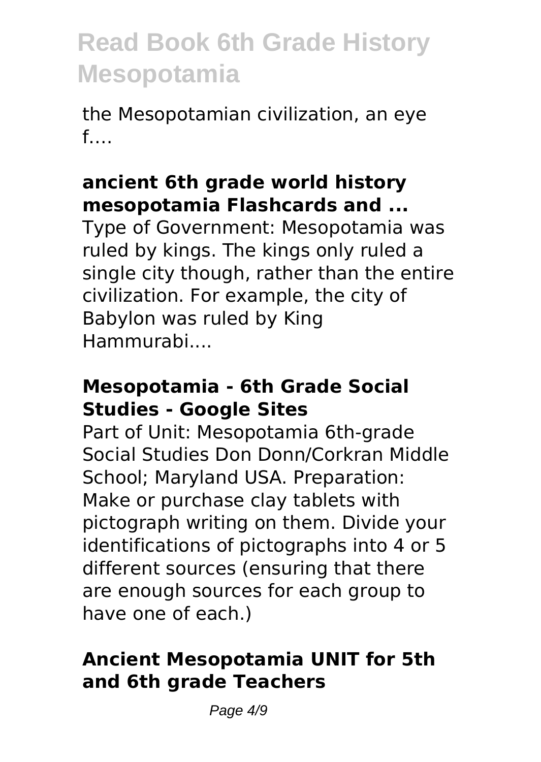the Mesopotamian civilization, an eye f....

### ancient 6th grade world history mesopotamia Flashcards and ...

Type of Government: Mesopotamia was ruled by kings. The kings only ruled a single city though, rather than the entire civilization. For example, the city of Babylon was ruled by King Hammurabi....

### Mesopotamia - 6th Grade Social Studies - Google Sites

Part of Unit: Mesopotamia 6th-grade Social Studies Don Donn/Corkran Middle School; Maryland USA. Preparation: Make or purchase clay tablets with pictograph writing on them. Divide your identifications of pictographs into 4 or 5 different sources (ensuring that there are enough sources for each group to have one of each.)

### Ancient Mesopotamia UNIT for 5th and 6th grade Teachers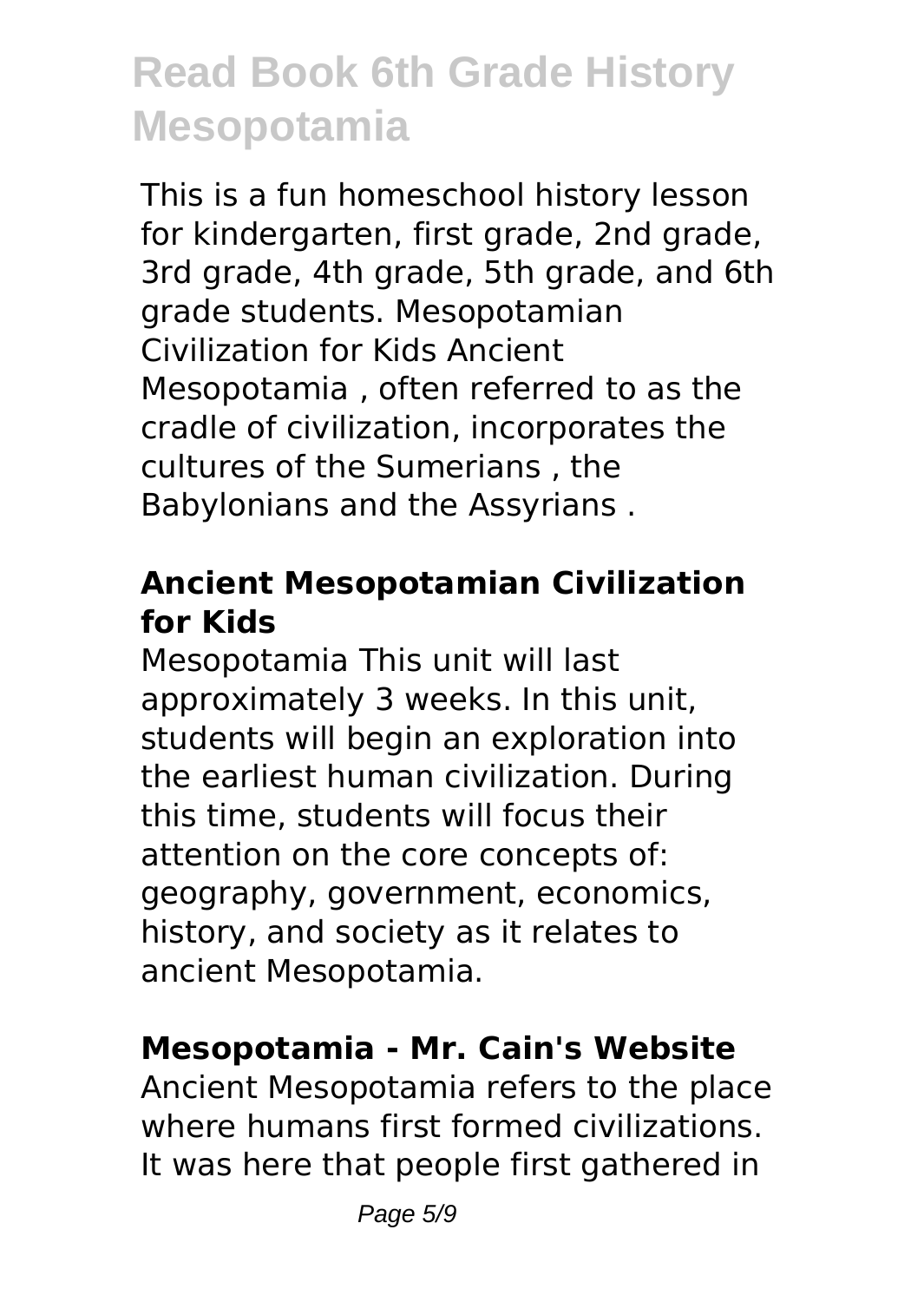This is a fun homeschool history lesson for kindergarten, first grade, 2nd grade, 3rd grade, 4th grade, 5th grade, and 6th grade students. Mesopotamian Civilization for Kids Ancient Mesopotamia , often referred to as the cradle of civilization, incorporates the cultures of the Sumerians , the Babylonians and the Assyrians .

### Ancient Mesopotamian Civilization for Kids

Mesopotamia This unit will last approximately 3 weeks. In this unit, students will begin an exploration into the earliest human civilization. During this time, students will focus their attention on the core concepts of: geography, government, economics, history, and society as it relates to ancient Mesopotamia.

### Mesopotamia - Mr. Cain's Website

Ancient Mesopotamia refers to the place where humans first formed civilizations. It was here that people first gathered in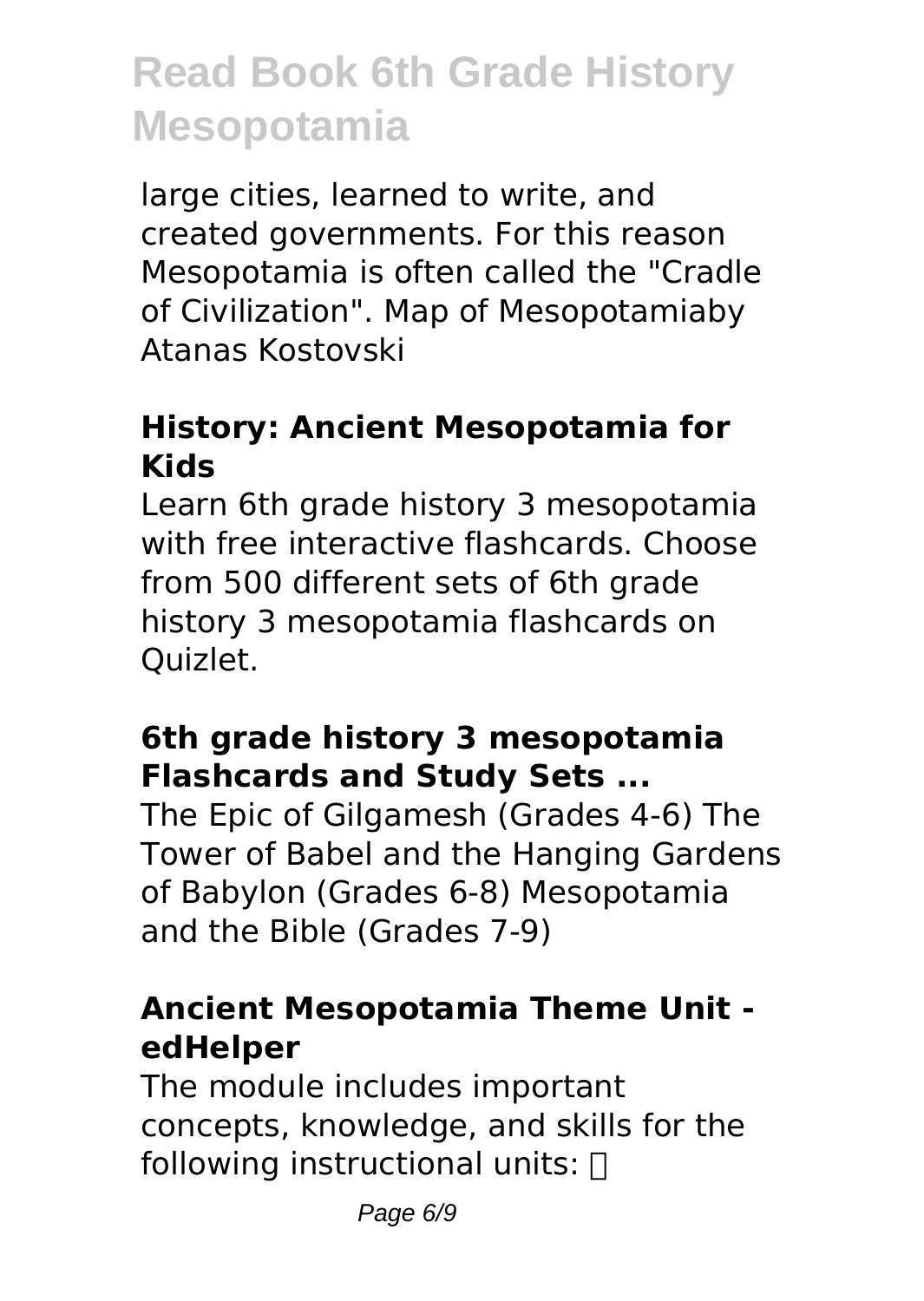large cities, learned to write, and created governments. For this reason Mesopotamia is often called the "Cradle of Civilization". Map of Mesopotamiaby Atanas Kostovski

### History: Ancient Mesopotamia for Kids

Learn 6th grade history 3 mesopotamia with free interactive flashcards. Choose from 500 different sets of 6th grade history 3 mesopotamia flashcards on Quizlet.

### 6th grade history 3 mesopotamia Flashcards and Study Sets ...

The Epic of Gilgamesh (Grades 4-6) The Tower of Babel and the Hanging Gardens of Babylon (Grades 6-8) Mesopotamia and the Bible (Grades 7-9)

### Ancient Mesopotamia Theme Unit - edHelper

The module includes important concepts, knowledge, and skills for the following instructional units: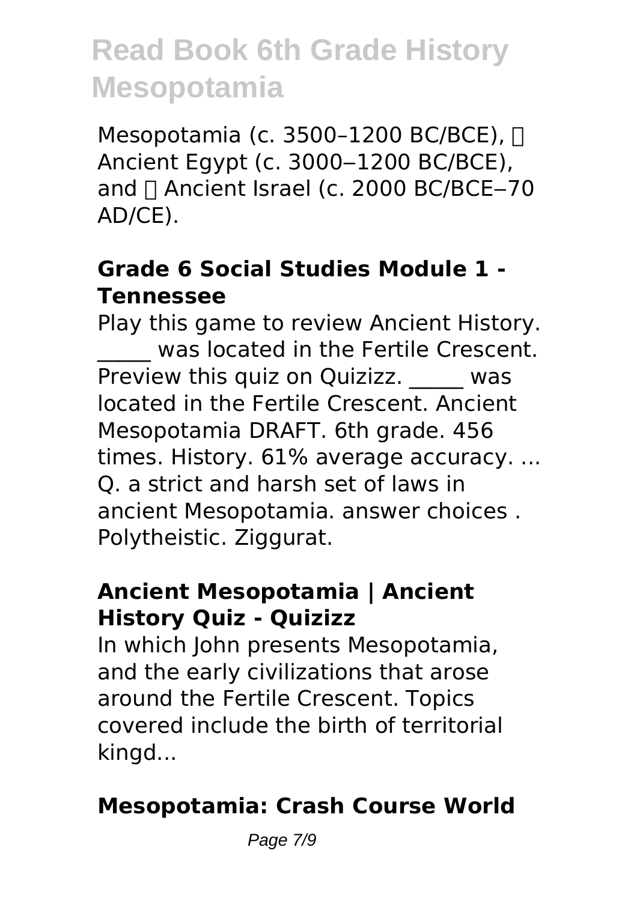Mesopotamia (c. 3500–1200 BC/BCE),  Ancient Egypt (c. 3000‒1200 BC/BCE), and  Ancient Israel (c. 2000 BC/BCE‒70 AD/CE).

### Grade 6 Social Studies Module 1 - Tennessee

Play this game to review Ancient History. _____ was located in the Fertile Crescent. Preview this quiz on Quizizz. _____ was located in the Fertile Crescent. Ancient Mesopotamia DRAFT. 6th grade. 456 times. History. 61% average accuracy. ... Q. a strict and harsh set of laws in ancient Mesopotamia. answer choices . Polytheistic. Ziggurat.

### Ancient Mesopotamia | Ancient History Quiz - Quizizz

In which John presents Mesopotamia, and the early civilizations that arose around the Fertile Crescent. Topics covered include the birth of territorial kingd...

### Mesopotamia: Crash Course World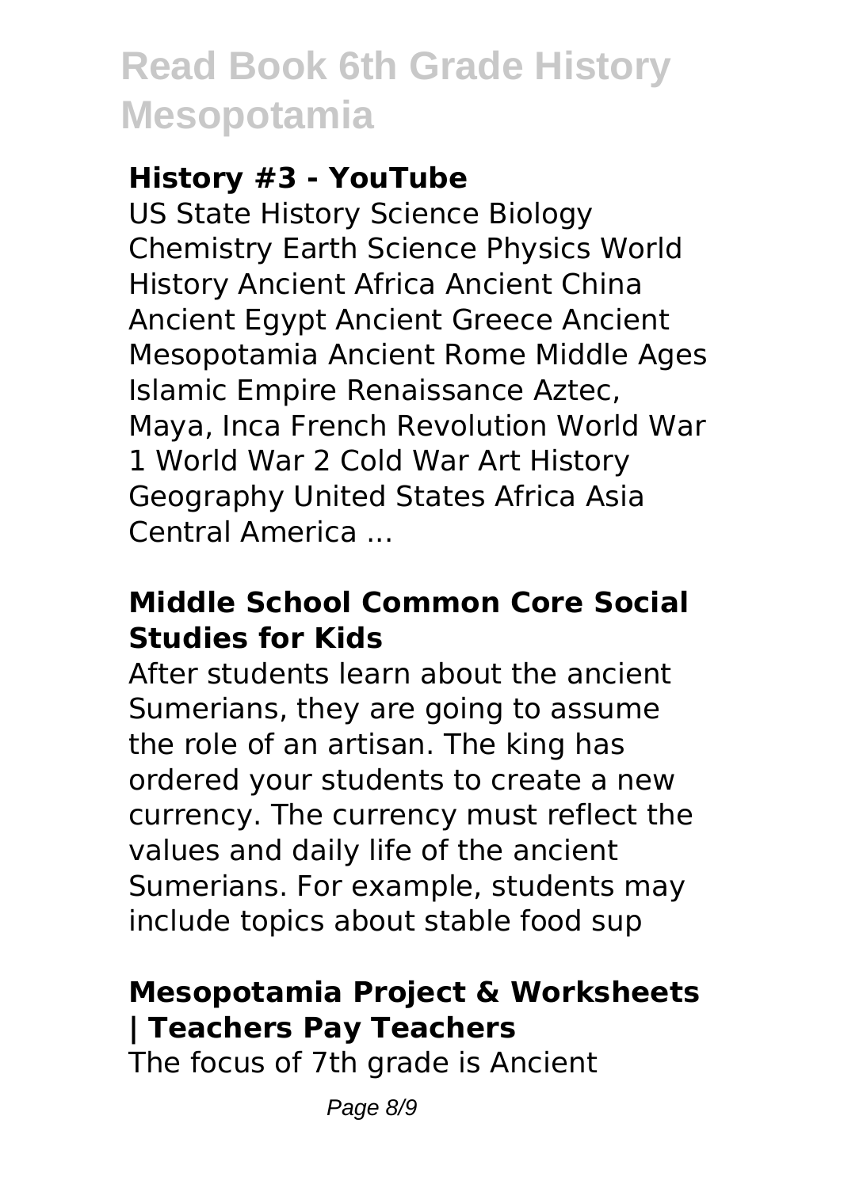### History #3 - YouTube

US State History Science Biology Chemistry Earth Science Physics World History Ancient Africa Ancient China Ancient Egypt Ancient Greece Ancient Mesopotamia Ancient Rome Middle Ages Islamic Empire Renaissance Aztec, Maya, Inca French Revolution World War 1 World War 2 Cold War Art History Geography United States Africa Asia Central America ...

### Middle School Common Core Social Studies for Kids

After students learn about the ancient Sumerians, they are going to assume the role of an artisan. The king has ordered your students to create a new currency. The currency must reflect the values and daily life of the ancient Sumerians. For example, students may include topics about stable food sup

### Mesopotamia Project & Worksheets | Teachers Pay Teachers

The focus of 7th grade is Ancient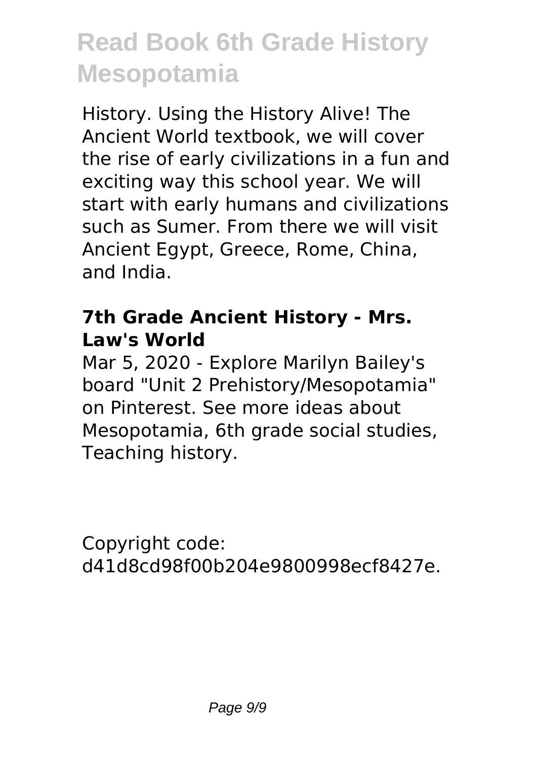History. Using the History Alive! The Ancient World textbook, we will cover the rise of early civilizations in a fun and exciting way this school year. We will start with early humans and civilizations such as Sumer. From there we will visit Ancient Egypt, Greece, Rome, China, and India.

### 7th Grade Ancient History - Mrs. Law's World

Mar 5, 2020 - Explore Marilyn Bailey's board "Unit 2 Prehistory/Mesopotamia" on Pinterest. See more ideas about Mesopotamia, 6th grade social studies, Teaching history.

Copyright code: d41d8cd98f00b204e9800998ecf8427e.